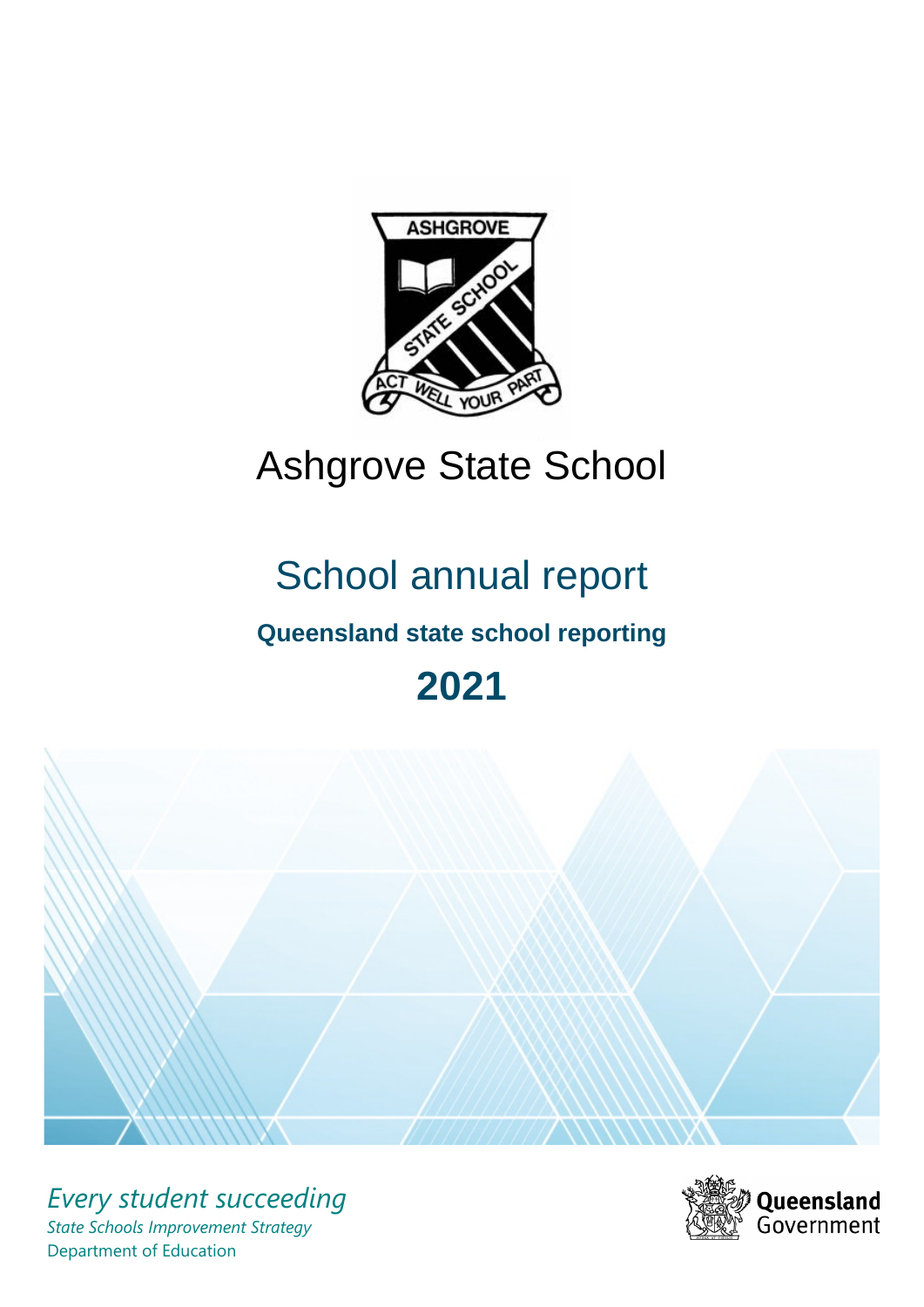# Ashgrove State School

## School annual report

**Queensland state school reporting**

**2021**

*Every student succeeding*

*State Schools Improvement Strategy*

Department of Education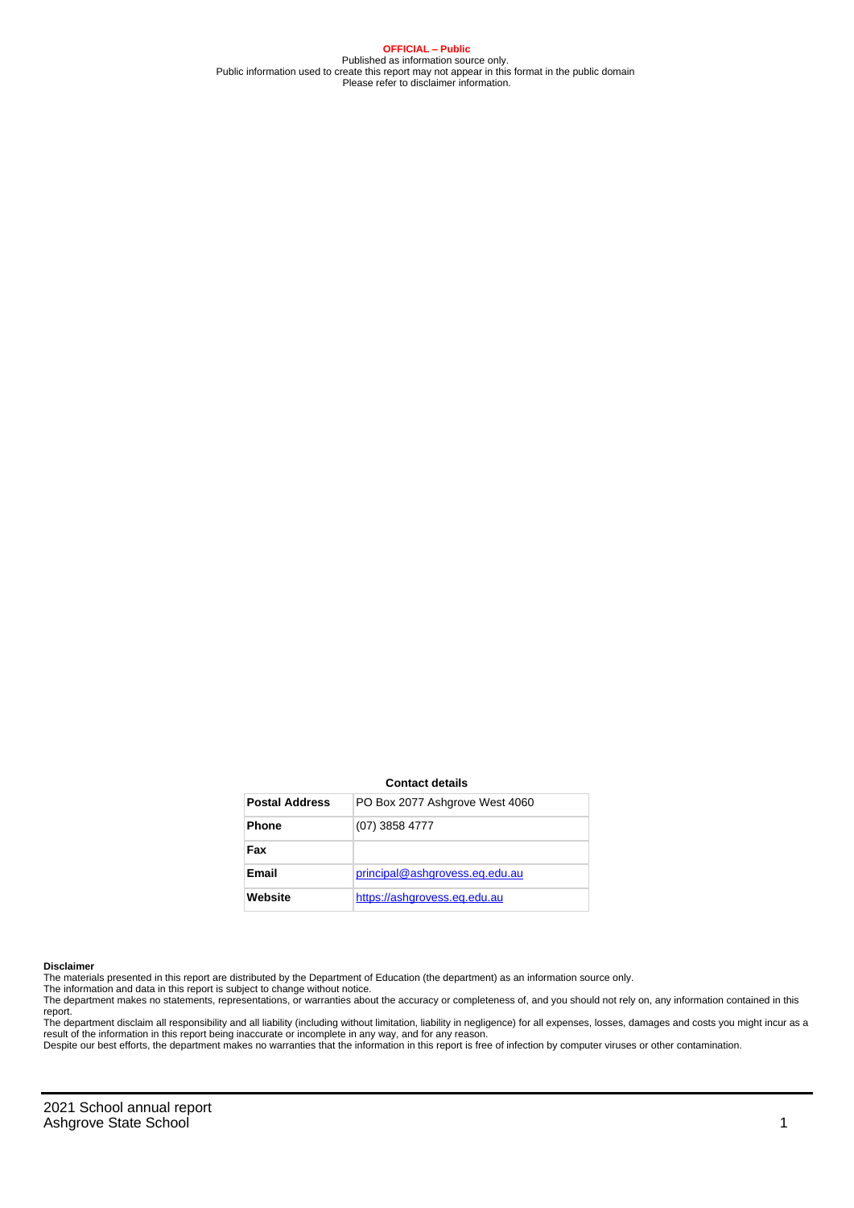**OFFICIAL – Public**
Published as information source only.
Public information used to create this report may not appear in this format in the public domain
Please refer to disclaimer information.

**Contact details**

| | |
|---|---|
| **Postal Address** | PO Box 2077 Ashgrove West 4060 |
| **Phone** | (07) 3858 4777 |
| **Fax** | |
| **Email** | principal@ashgrovess.eq.edu.au |
| **Website** | https://ashgrovess.eq.edu.au |

**Disclaimer**
The materials presented in this report are distributed by the Department of Education (the department) as an information source only.
The information and data in this report is subject to change without notice.
The department makes no statements, representations, or warranties about the accuracy or completeness of, and you should not rely on, any information contained in this report.
The department disclaim all responsibility and all liability (including without limitation, liability in negligence) for all expenses, losses, damages and costs you might incur as a result of the information in this report being inaccurate or incomplete in any way, and for any reason.
Despite our best efforts, the department makes no warranties that the information in this report is free of infection by computer viruses or other contamination.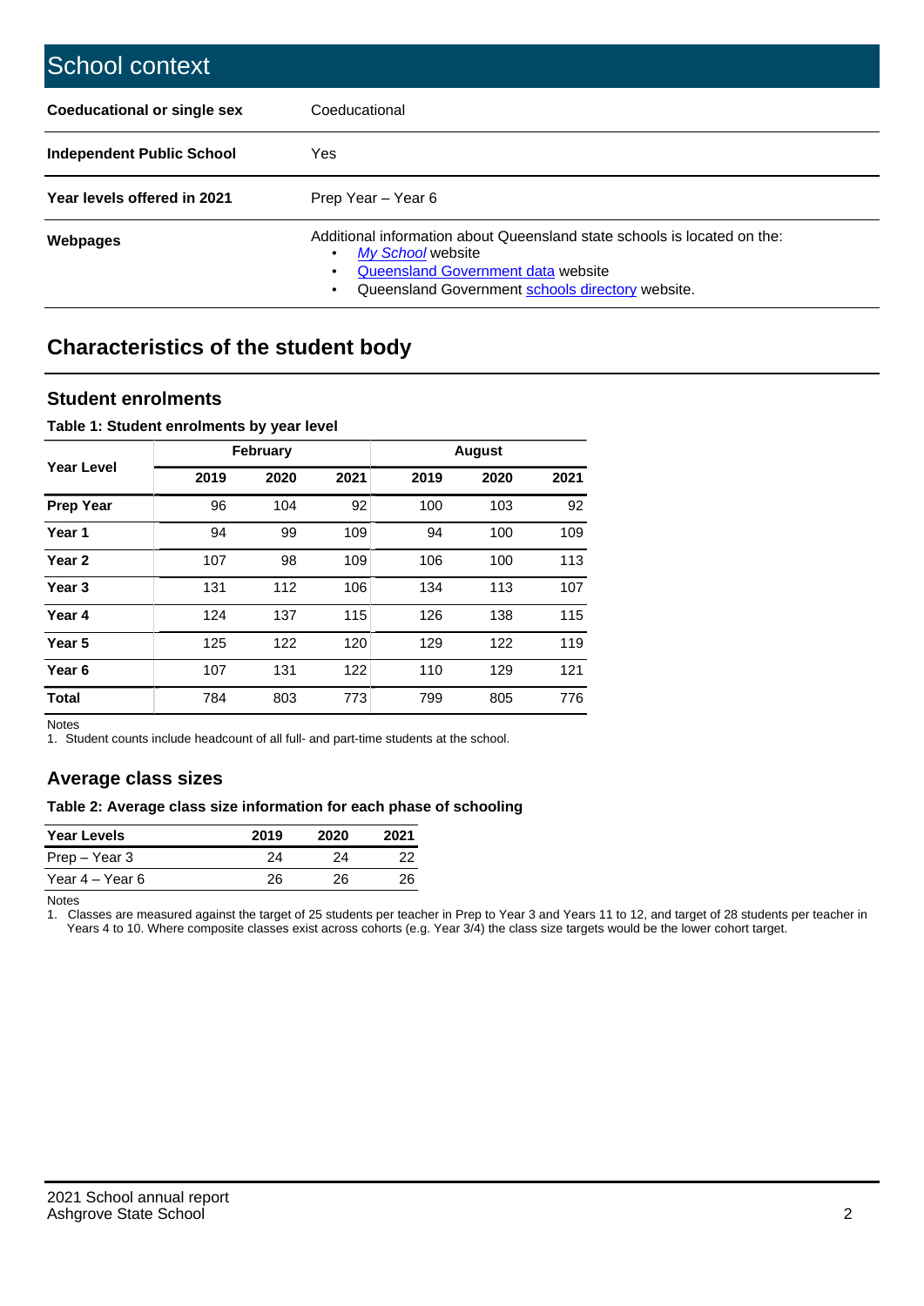## School context

| | |
|---|---|
| **Coeducational or single sex** | Coeducational |
| **Independent Public School** | Yes |
| **Year levels offered in 2021** | Prep Year – Year 6 |
| **Webpages** | Additional information about Queensland state schools is located on the: • *My School* website • Queensland Government data website • Queensland Government schools directory website. |

## Characteristics of the student body

### Student enrolments

**Table 1: Student enrolments by year level**

| Year Level | February | | | August | | |
|---|---|---|---|---|---|---|
| | 2019 | 2020 | 2021 | 2019 | 2020 | 2021 |
| **Prep Year** | 96 | 104 | 92 | 100 | 103 | 92 |
| **Year 1** | 94 | 99 | 109 | 94 | 100 | 109 |
| **Year 2** | 107 | 98 | 109 | 106 | 100 | 113 |
| **Year 3** | 131 | 112 | 106 | 134 | 113 | 107 |
| **Year 4** | 124 | 137 | 115 | 126 | 138 | 115 |
| **Year 5** | 125 | 122 | 120 | 129 | 122 | 119 |
| **Year 6** | 107 | 131 | 122 | 110 | 129 | 121 |
| **Total** | 784 | 803 | 773 | 799 | 805 | 776 |

Notes
1. Student counts include headcount of all full- and part-time students at the school.

### Average class sizes

**Table 2: Average class size information for each phase of schooling**

| Year Levels | 2019 | 2020 | 2021 |
|---|---|---|---|
| Prep – Year 3 | 24 | 24 | 22 |
| Year 4 – Year 6 | 26 | 26 | 26 |

Notes
1. Classes are measured against the target of 25 students per teacher in Prep to Year 3 and Years 11 to 12, and target of 28 students per teacher in Years 4 to 10. Where composite classes exist across cohorts (e.g. Year 3/4) the class size targets would be the lower cohort target.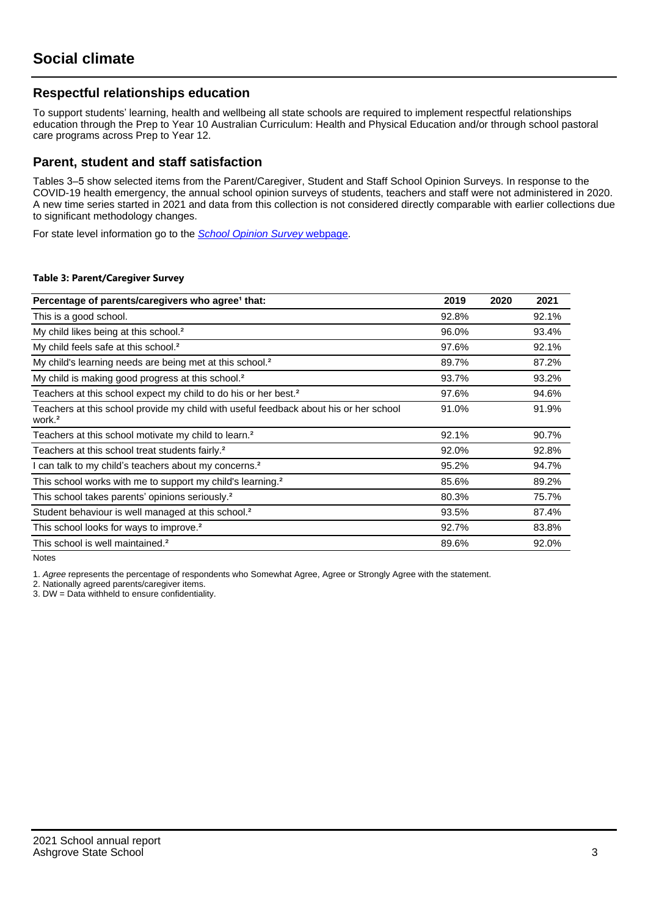# Social climate

## Respectful relationships education

To support students' learning, health and wellbeing all state schools are required to implement respectful relationships education through the Prep to Year 10 Australian Curriculum: Health and Physical Education and/or through school pastoral care programs across Prep to Year 12.

## Parent, student and staff satisfaction

Tables 3–5 show selected items from the Parent/Caregiver, Student and Staff School Opinion Surveys. In response to the COVID-19 health emergency, the annual school opinion surveys of students, teachers and staff were not administered in 2020. A new time series started in 2021 and data from this collection is not considered directly comparable with earlier collections due to significant methodology changes.

For state level information go to the *School Opinion Survey* webpage.

**Table 3: Parent/Caregiver Survey**

| Percentage of parents/caregivers who agree[1] that: | 2019 | 2020 | 2021 |
|---|---|---|---|
| This is a good school. | 92.8% | | 92.1% |
| My child likes being at this school.[2] | 96.0% | | 93.4% |
| My child feels safe at this school.[2] | 97.6% | | 92.1% |
| My child's learning needs are being met at this school.[2] | 89.7% | | 87.2% |
| My child is making good progress at this school.[2] | 93.7% | | 93.2% |
| Teachers at this school expect my child to do his or her best.[2] | 97.6% | | 94.6% |
| Teachers at this school provide my child with useful feedback about his or her school work.[2] | 91.0% | | 91.9% |
| Teachers at this school motivate my child to learn.[2] | 92.1% | | 90.7% |
| Teachers at this school treat students fairly.[2] | 92.0% | | 92.8% |
| I can talk to my child's teachers about my concerns.[2] | 95.2% | | 94.7% |
| This school works with me to support my child's learning.[2] | 85.6% | | 89.2% |
| This school takes parents' opinions seriously.[2] | 80.3% | | 75.7% |
| Student behaviour is well managed at this school.[2] | 93.5% | | 87.4% |
| This school looks for ways to improve.[2] | 92.7% | | 83.8% |
| This school is well maintained.[2] | 89.6% | | 92.0% |

Notes

1. *Agree* represents the percentage of respondents who Somewhat Agree, Agree or Strongly Agree with the statement.
2. Nationally agreed parents/caregiver items.
3. DW = Data withheld to ensure confidentiality.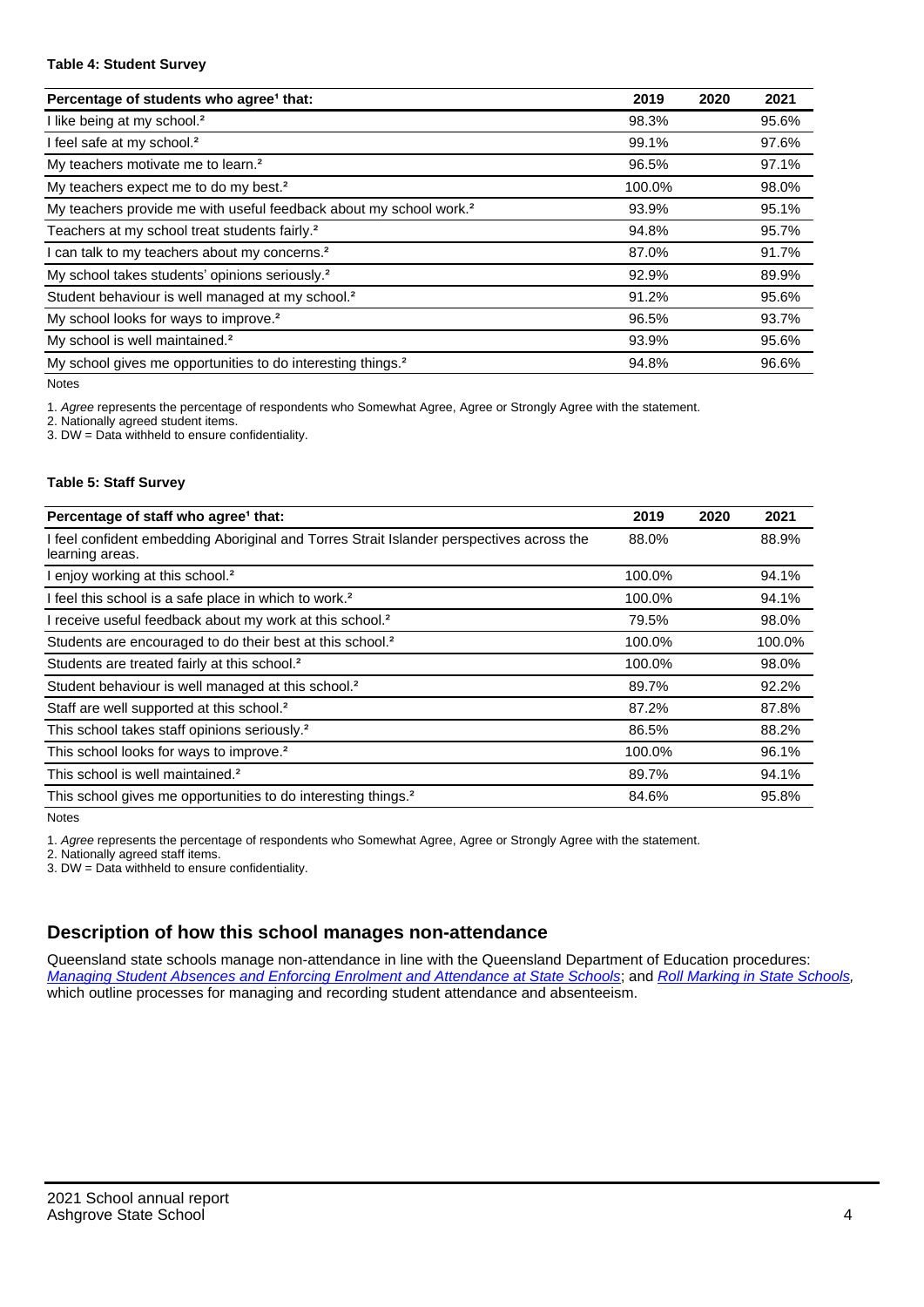**Table 4: Student Survey**

| Percentage of students who agree[1] that: | 2019 | 2020 | 2021 |
|---|---|---|---|
| I like being at my school.[2] | 98.3% | | 95.6% |
| I feel safe at my school.[2] | 99.1% | | 97.6% |
| My teachers motivate me to learn.[2] | 96.5% | | 97.1% |
| My teachers expect me to do my best.[2] | 100.0% | | 98.0% |
| My teachers provide me with useful feedback about my school work.[2] | 93.9% | | 95.1% |
| Teachers at my school treat students fairly.[2] | 94.8% | | 95.7% |
| I can talk to my teachers about my concerns.[2] | 87.0% | | 91.7% |
| My school takes students' opinions seriously.[2] | 92.9% | | 89.9% |
| Student behaviour is well managed at my school.[2] | 91.2% | | 95.6% |
| My school looks for ways to improve.[2] | 96.5% | | 93.7% |
| My school is well maintained.[2] | 93.9% | | 95.6% |
| My school gives me opportunities to do interesting things.[2] | 94.8% | | 96.6% |

Notes

1. *Agree* represents the percentage of respondents who Somewhat Agree, Agree or Strongly Agree with the statement.
2. Nationally agreed student items.
3. DW = Data withheld to ensure confidentiality.

**Table 5: Staff Survey**

| Percentage of staff who agree[1] that: | 2019 | 2020 | 2021 |
|---|---|---|---|
| I feel confident embedding Aboriginal and Torres Strait Islander perspectives across the learning areas. | 88.0% | | 88.9% |
| I enjoy working at this school.[2] | 100.0% | | 94.1% |
| I feel this school is a safe place in which to work.[2] | 100.0% | | 94.1% |
| I receive useful feedback about my work at this school.[2] | 79.5% | | 98.0% |
| Students are encouraged to do their best at this school.[2] | 100.0% | | 100.0% |
| Students are treated fairly at this school.[2] | 100.0% | | 98.0% |
| Student behaviour is well managed at this school.[2] | 89.7% | | 92.2% |
| Staff are well supported at this school.[2] | 87.2% | | 87.8% |
| This school takes staff opinions seriously.[2] | 86.5% | | 88.2% |
| This school looks for ways to improve.[2] | 100.0% | | 96.1% |
| This school is well maintained.[2] | 89.7% | | 94.1% |
| This school gives me opportunities to do interesting things.[2] | 84.6% | | 95.8% |

Notes

1. *Agree* represents the percentage of respondents who Somewhat Agree, Agree or Strongly Agree with the statement.
2. Nationally agreed staff items.
3. DW = Data withheld to ensure confidentiality.

## Description of how this school manages non-attendance

Queensland state schools manage non-attendance in line with the Queensland Department of Education procedures: *Managing Student Absences and Enforcing Enrolment and Attendance at State Schools*; and *Roll Marking in State Schools*, which outline processes for managing and recording student attendance and absenteeism.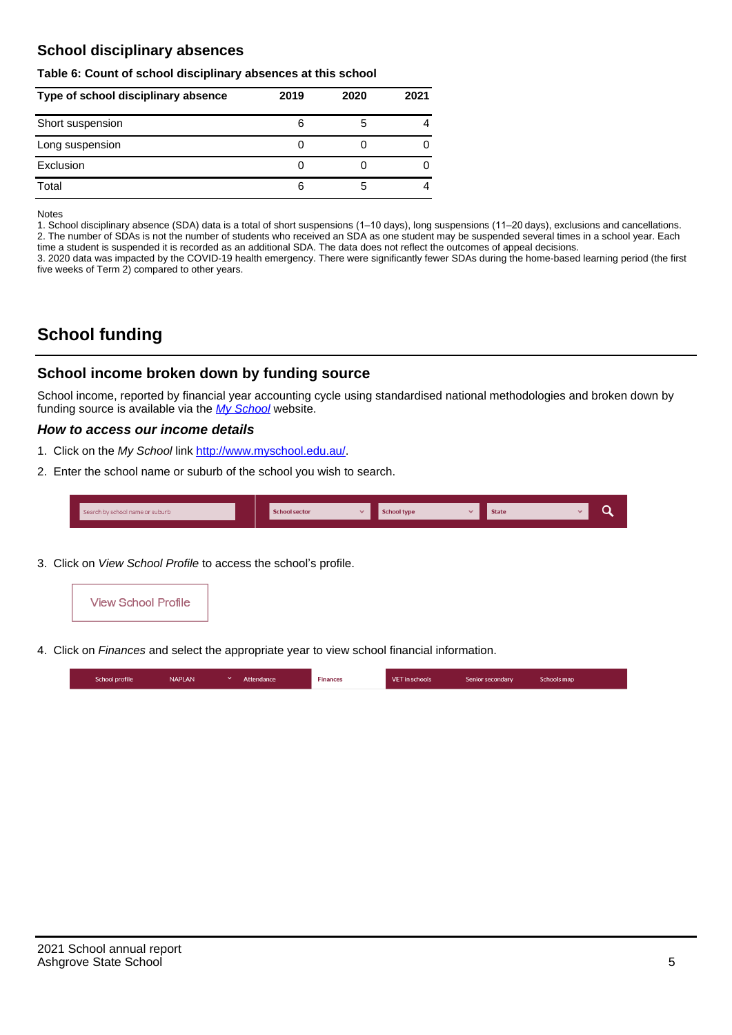## School disciplinary absences

**Table 6: Count of school disciplinary absences at this school**

| Type of school disciplinary absence | 2019 | 2020 | 2021 |
|---|---|---|---|
| Short suspension | 6 | 5 | 4 |
| Long suspension | 0 | 0 | 0 |
| Exclusion | 0 | 0 | 0 |
| Total | 6 | 5 | 4 |

Notes

1. School disciplinary absence (SDA) data is a total of short suspensions (1–10 days), long suspensions (11–20 days), exclusions and cancellations.
2. The number of SDAs is not the number of students who received an SDA as one student may be suspended several times in a school year. Each time a student is suspended it is recorded as an additional SDA. The data does not reflect the outcomes of appeal decisions.
3. 2020 data was impacted by the COVID-19 health emergency. There were significantly fewer SDAs during the home-based learning period (the first five weeks of Term 2) compared to other years.

# School funding

## School income broken down by funding source

School income, reported by financial year accounting cycle using standardised national methodologies and broken down by funding source is available via the *My School* website.

### *How to access our income details*

1. Click on the *My School* link http://www.myschool.edu.au/.
2. Enter the school name or suburb of the school you wish to search.

Search by school name or suburb | School sector | School type | State

3. Click on *View School Profile* to access the school's profile.

View School Profile

4. Click on *Finances* and select the appropriate year to view school financial information.

School profile | NAPLAN | Attendance | Finances | VET in schools | Senior secondary | Schools map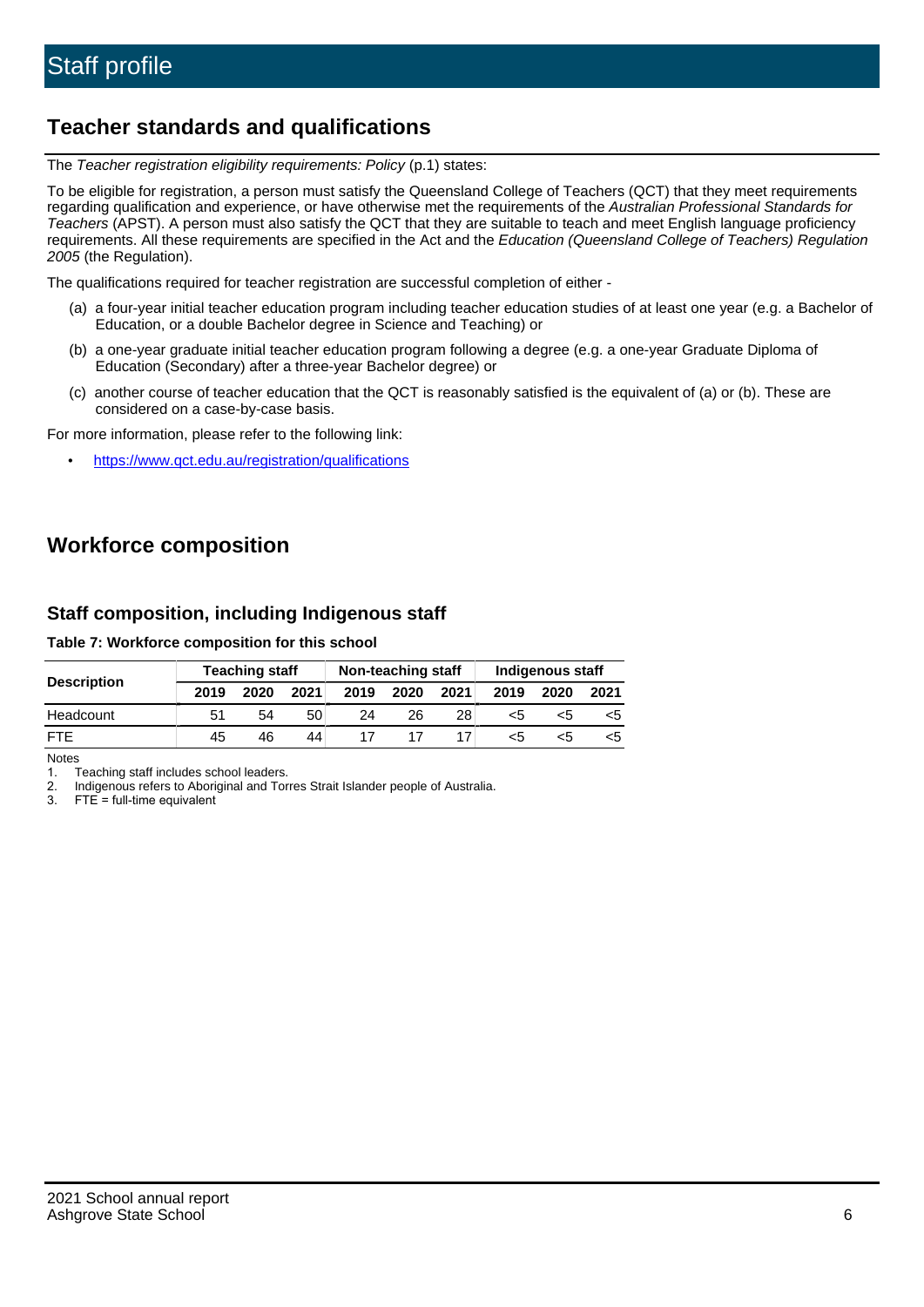# Staff profile

## Teacher standards and qualifications

The *Teacher registration eligibility requirements: Policy* (p.1) states:

To be eligible for registration, a person must satisfy the Queensland College of Teachers (QCT) that they meet requirements regarding qualification and experience, or have otherwise met the requirements of the *Australian Professional Standards for Teachers* (APST). A person must also satisfy the QCT that they are suitable to teach and meet English language proficiency requirements. All these requirements are specified in the Act and the *Education (Queensland College of Teachers) Regulation 2005* (the Regulation).

The qualifications required for teacher registration are successful completion of either -

(a) a four-year initial teacher education program including teacher education studies of at least one year (e.g. a Bachelor of Education, or a double Bachelor degree in Science and Teaching) or

(b) a one-year graduate initial teacher education program following a degree (e.g. a one-year Graduate Diploma of Education (Secondary) after a three-year Bachelor degree) or

(c) another course of teacher education that the QCT is reasonably satisfied is the equivalent of (a) or (b). These are considered on a case-by-case basis.

For more information, please refer to the following link:

- https://www.qct.edu.au/registration/qualifications

## Workforce composition

### Staff composition, including Indigenous staff

**Table 7: Workforce composition for this school**

| Description | Teaching staff | | | Non-teaching staff | | | Indigenous staff | | |
|---|---|---|---|---|---|---|---|---|---|
| | 2019 | 2020 | 2021 | 2019 | 2020 | 2021 | 2019 | 2020 | 2021 |
| Headcount | 51 | 54 | 50 | 24 | 26 | 28 | <5 | <5 | <5 |
| FTE | 45 | 46 | 44 | 17 | 17 | 17 | <5 | <5 | <5 |

Notes

1. Teaching staff includes school leaders.
2. Indigenous refers to Aboriginal and Torres Strait Islander people of Australia.
3. FTE = full-time equivalent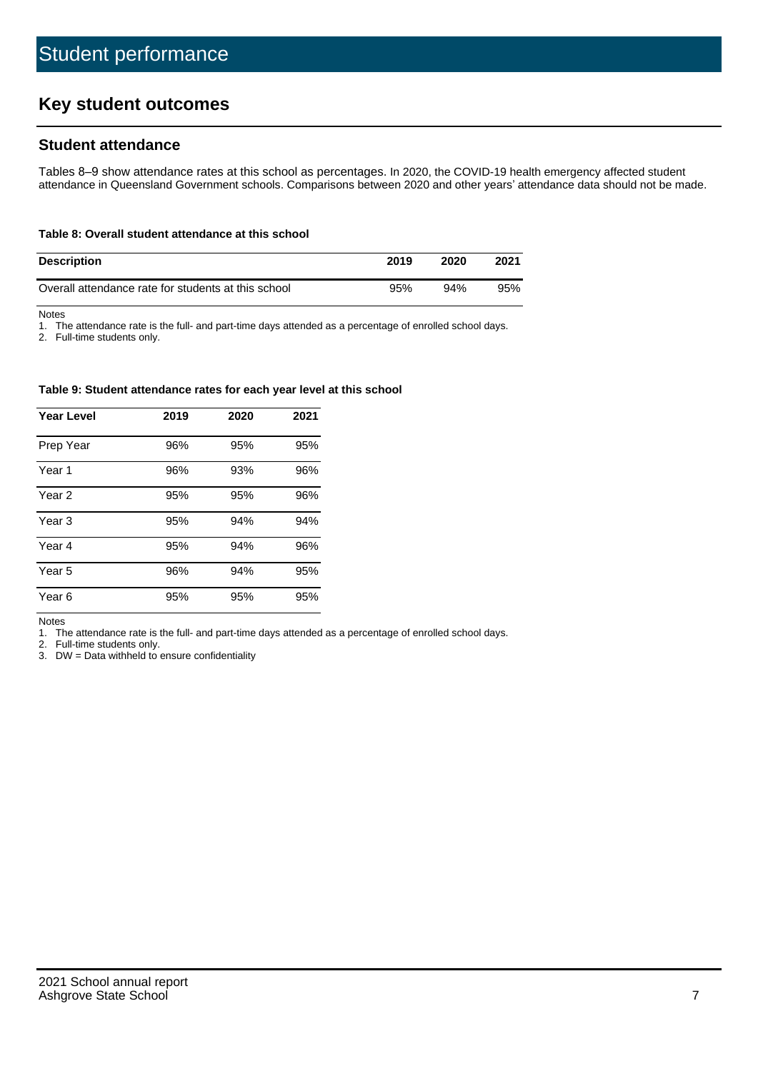# Student performance

## Key student outcomes

### Student attendance

Tables 8–9 show attendance rates at this school as percentages. In 2020, the COVID-19 health emergency affected student attendance in Queensland Government schools. Comparisons between 2020 and other years' attendance data should not be made.

**Table 8: Overall student attendance at this school**

| Description | 2019 | 2020 | 2021 |
|---|---|---|---|
| Overall attendance rate for students at this school | 95% | 94% | 95% |

Notes
1. The attendance rate is the full- and part-time days attended as a percentage of enrolled school days.
2. Full-time students only.

**Table 9: Student attendance rates for each year level at this school**

| Year Level | 2019 | 2020 | 2021 |
|---|---|---|---|
| Prep Year | 96% | 95% | 95% |
| Year 1 | 96% | 93% | 96% |
| Year 2 | 95% | 95% | 96% |
| Year 3 | 95% | 94% | 94% |
| Year 4 | 95% | 94% | 96% |
| Year 5 | 96% | 94% | 95% |
| Year 6 | 95% | 95% | 95% |

Notes
1. The attendance rate is the full- and part-time days attended as a percentage of enrolled school days.
2. Full-time students only.
3. DW = Data withheld to ensure confidentiality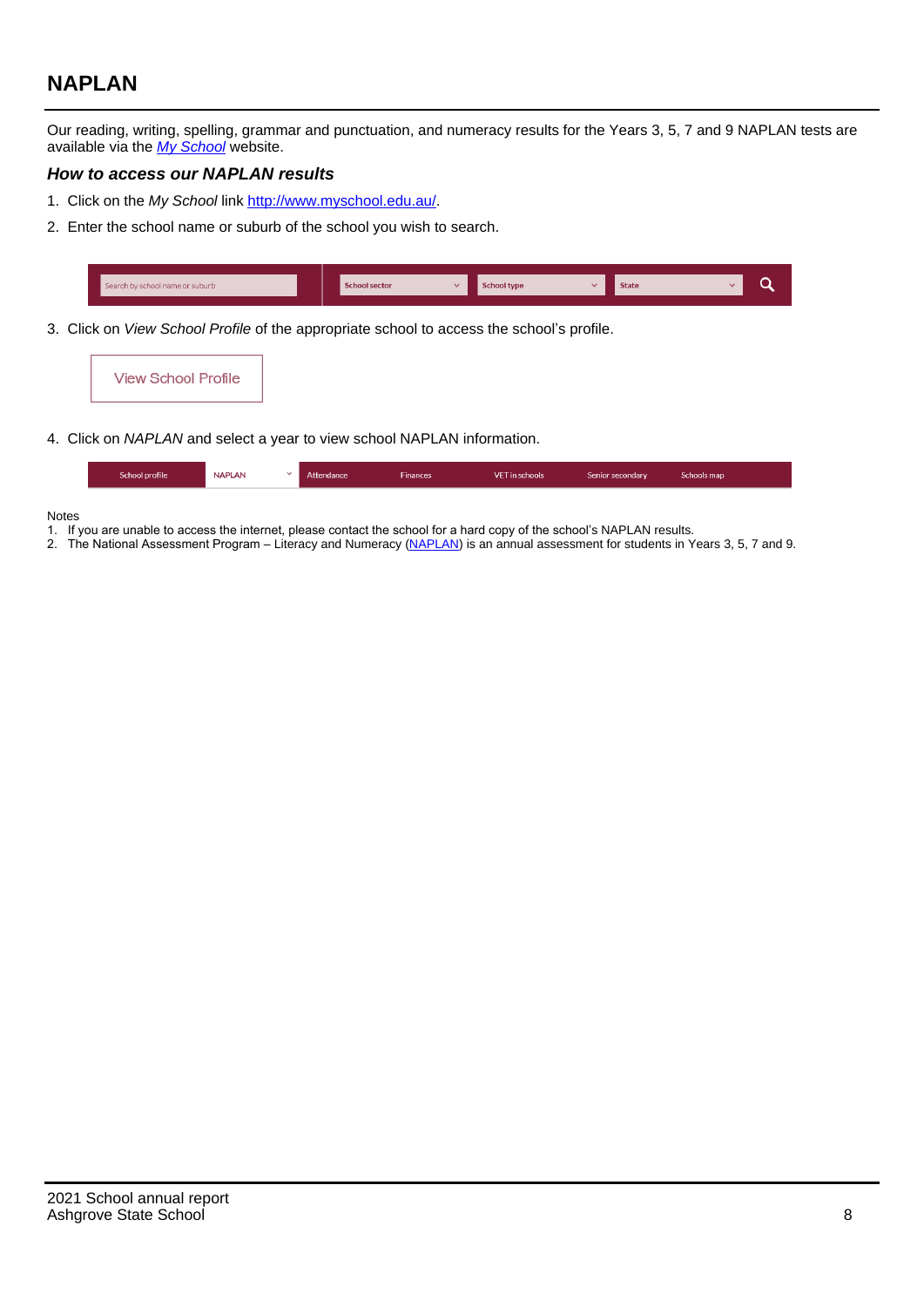## NAPLAN

Our reading, writing, spelling, grammar and punctuation, and numeracy results for the Years 3, 5, 7 and 9 NAPLAN tests are available via the *My School* website.

### *How to access our NAPLAN results*

1. Click on the *My School* link http://www.myschool.edu.au/.
2. Enter the school name or suburb of the school you wish to search.

Search by school name or suburb | School sector | School type | State

3. Click on *View School Profile* of the appropriate school to access the school's profile.

View School Profile

4. Click on *NAPLAN* and select a year to view school NAPLAN information.

School profile | NAPLAN | Attendance | Finances | VET in schools | Senior secondary | Schools map

Notes

1. If you are unable to access the internet, please contact the school for a hard copy of the school's NAPLAN results.
2. The National Assessment Program – Literacy and Numeracy (NAPLAN) is an annual assessment for students in Years 3, 5, 7 and 9.